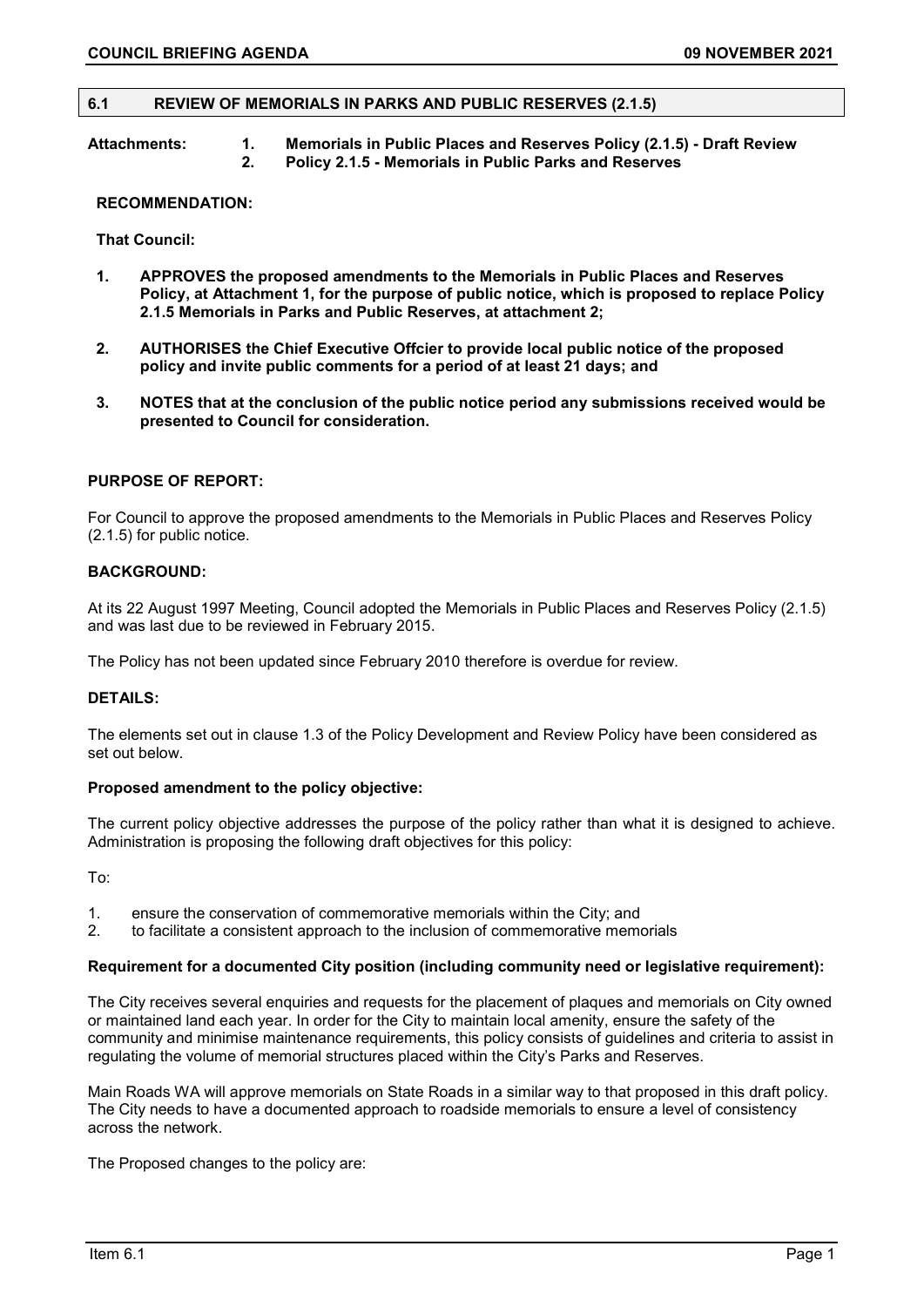## 6.1 REVIEW OF MEMORIALS IN PARKS AND PUBLIC RESERVES (2.1.5)

**Attachments:**
1. **Memorials in Public Places and Reserves Policy (2.1.5) - Draft Review**
2. **Policy 2.1.5 - Memorials in Public Parks and Reserves**

**RECOMMENDATION:**

**That Council:**

1. **APPROVES the proposed amendments to the Memorials in Public Places and Reserves Policy, at Attachment 1, for the purpose of public notice, which is proposed to replace Policy 2.1.5 Memorials in Parks and Public Reserves, at attachment 2;**

2. **AUTHORISES the Chief Executive Offcier to provide local public notice of the proposed policy and invite public comments for a period of at least 21 days; and**

3. **NOTES that at the conclusion of the public notice period any submissions received would be presented to Council for consideration.**

**PURPOSE OF REPORT:**

For Council to approve the proposed amendments to the Memorials in Public Places and Reserves Policy (2.1.5) for public notice.

**BACKGROUND:**

At its 22 August 1997 Meeting, Council adopted the Memorials in Public Places and Reserves Policy (2.1.5) and was last due to be reviewed in February 2015.

The Policy has not been updated since February 2010 therefore is overdue for review.

**DETAILS:**

The elements set out in clause 1.3 of the Policy Development and Review Policy have been considered as set out below.

**Proposed amendment to the policy objective:**

The current policy objective addresses the purpose of the policy rather than what it is designed to achieve. Administration is proposing the following draft objectives for this policy:

To:

1. ensure the conservation of commemorative memorials within the City; and
2. to facilitate a consistent approach to the inclusion of commemorative memorials

**Requirement for a documented City position (including community need or legislative requirement):**

The City receives several enquiries and requests for the placement of plaques and memorials on City owned or maintained land each year. In order for the City to maintain local amenity, ensure the safety of the community and minimise maintenance requirements, this policy consists of guidelines and criteria to assist in regulating the volume of memorial structures placed within the City's Parks and Reserves.

Main Roads WA will approve memorials on State Roads in a similar way to that proposed in this draft policy. The City needs to have a documented approach to roadside memorials to ensure a level of consistency across the network.

The Proposed changes to the policy are: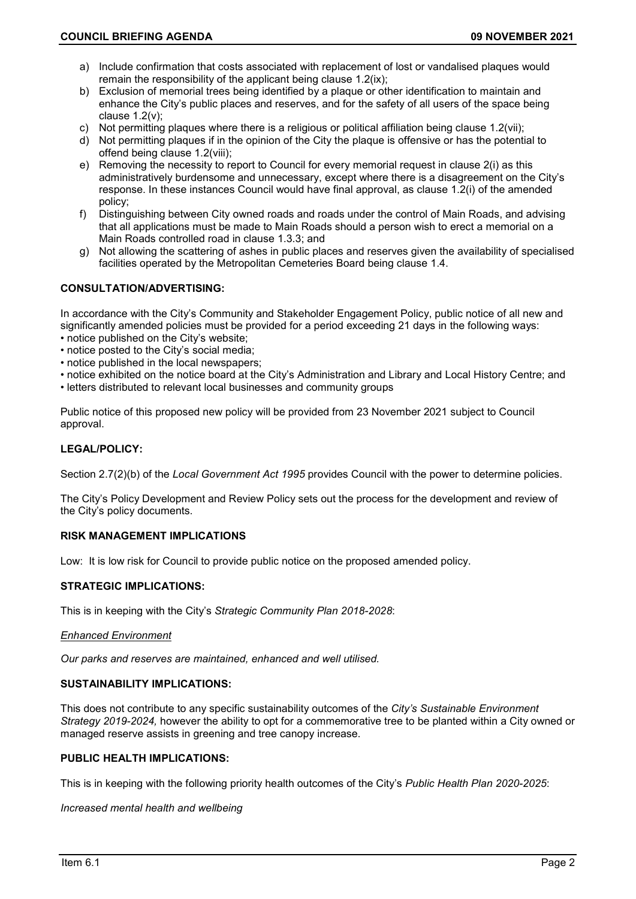a) Include confirmation that costs associated with replacement of lost or vandalised plaques would remain the responsibility of the applicant being clause 1.2(ix);
b) Exclusion of memorial trees being identified by a plaque or other identification to maintain and enhance the City's public places and reserves, and for the safety of all users of the space being clause 1.2(v);
c) Not permitting plaques where there is a religious or political affiliation being clause 1.2(vii);
d) Not permitting plaques if in the opinion of the City the plaque is offensive or has the potential to offend being clause 1.2(viii);
e) Removing the necessity to report to Council for every memorial request in clause 2(i) as this administratively burdensome and unnecessary, except where there is a disagreement on the City's response. In these instances Council would have final approval, as clause 1.2(i) of the amended policy;
f) Distinguishing between City owned roads and roads under the control of Main Roads, and advising that all applications must be made to Main Roads should a person wish to erect a memorial on a Main Roads controlled road in clause 1.3.3; and
g) Not allowing the scattering of ashes in public places and reserves given the availability of specialised facilities operated by the Metropolitan Cemeteries Board being clause 1.4.

**CONSULTATION/ADVERTISING:**

In accordance with the City's Community and Stakeholder Engagement Policy, public notice of all new and significantly amended policies must be provided for a period exceeding 21 days in the following ways:

- notice published on the City's website;
- notice posted to the City's social media;
- notice published in the local newspapers;
- notice exhibited on the notice board at the City's Administration and Library and Local History Centre; and
- letters distributed to relevant local businesses and community groups

Public notice of this proposed new policy will be provided from 23 November 2021 subject to Council approval.

**LEGAL/POLICY:**

Section 2.7(2)(b) of the *Local Government Act 1995* provides Council with the power to determine policies.

The City's Policy Development and Review Policy sets out the process for the development and review of the City's policy documents.

**RISK MANAGEMENT IMPLICATIONS**

Low: It is low risk for Council to provide public notice on the proposed amended policy.

**STRATEGIC IMPLICATIONS:**

This is in keeping with the City's *Strategic Community Plan 2018-2028*:

*Enhanced Environment*

*Our parks and reserves are maintained, enhanced and well utilised.*

**SUSTAINABILITY IMPLICATIONS:**

This does not contribute to any specific sustainability outcomes of the *City's Sustainable Environment Strategy 2019-2024,* however the ability to opt for a commemorative tree to be planted within a City owned or managed reserve assists in greening and tree canopy increase.

**PUBLIC HEALTH IMPLICATIONS:**

This is in keeping with the following priority health outcomes of the City's *Public Health Plan 2020-2025*:

*Increased mental health and wellbeing*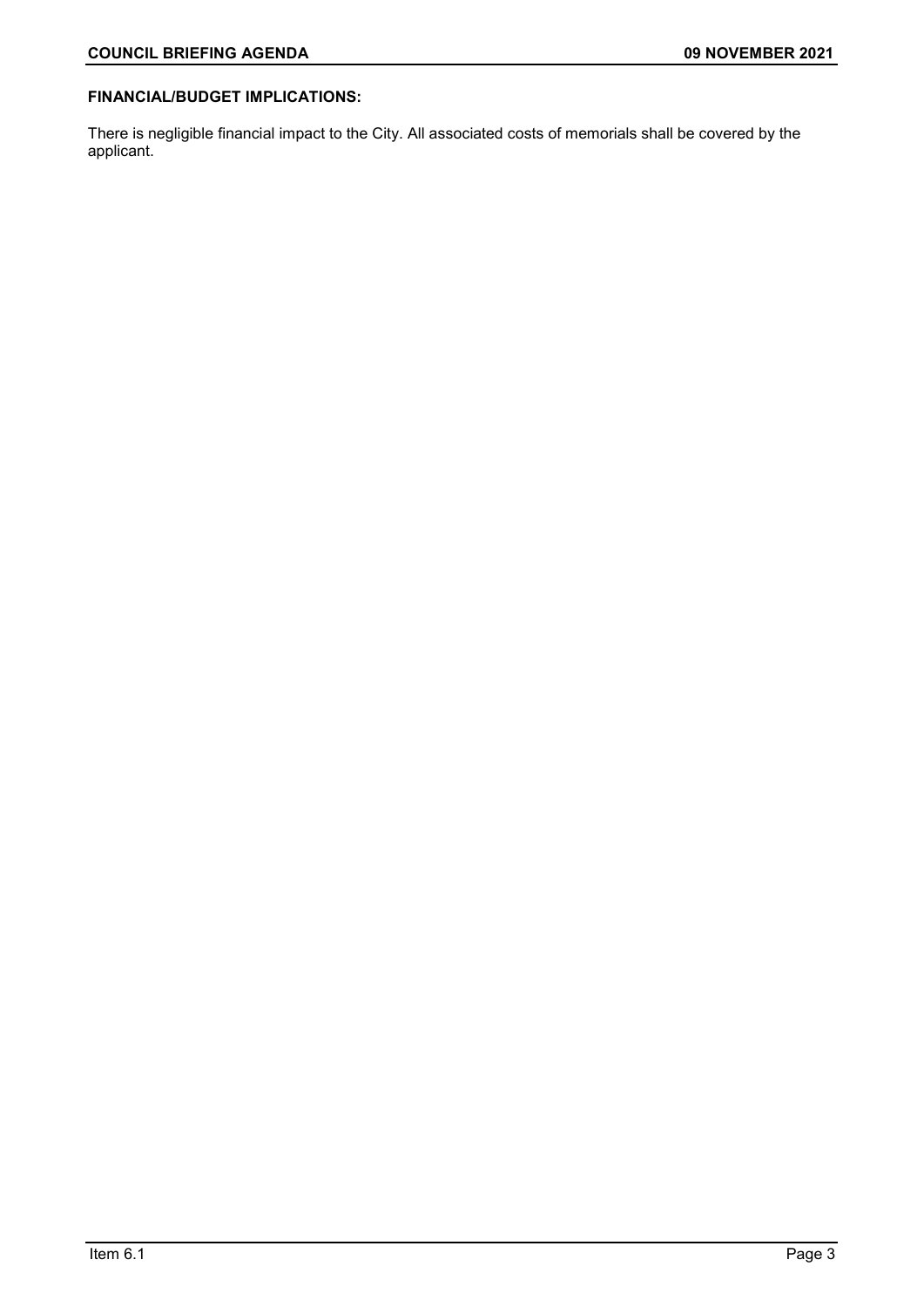**FINANCIAL/BUDGET IMPLICATIONS:**

There is negligible financial impact to the City. All associated costs of memorials shall be covered by the applicant.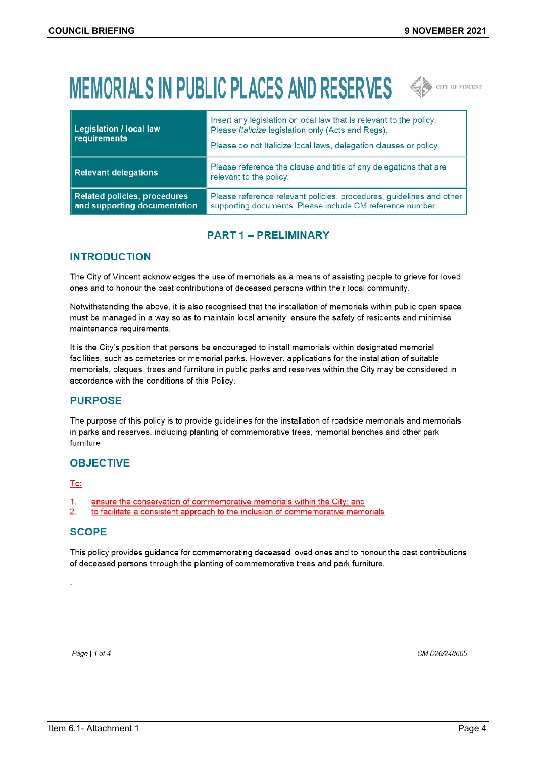# MEMORIALS IN PUBLIC PLACES AND RESERVES

| Legislation / local law requirements | Insert any legislation or local law that is relevant to the policy. Please *Italicize* legislation only (Acts and Regs). Please do not Italicize local laws, delegation clauses or policy. |
|---|---|
| Relevant delegations | Please reference the clause and title of any delegations that are relevant to the policy. |
| Related policies, procedures and supporting documentation | Please reference relevant policies, procedures, guidelines and other supporting documents. Please include CM reference number. |

## PART 1 – PRELIMINARY

### INTRODUCTION

The City of Vincent acknowledges the use of memorials as a means of assisting people to grieve for loved ones and to honour the past contributions of deceased persons within their local community.

Notwithstanding the above, it is also recognised that the installation of memorials within public open space must be managed in a way so as to maintain local amenity, ensure the safety of residents and minimise maintenance requirements.

It is the City's position that persons be encouraged to install memorials within designated memorial facilities, such as cemeteries or memorial parks. However, applications for the installation of suitable memorials, plaques, trees and furniture in public parks and reserves within the City may be considered in accordance with the conditions of this Policy.

### PURPOSE

The purpose of this policy is to provide guidelines for the installation of roadside memorials and memorials in parks and reserves, including planting of commemorative trees, memorial benches and other park furniture

### OBJECTIVE

To:

1. ensure the conservation of commemorative memorials within the City; and
2. to facilitate a consistent approach to the inclusion of commemorative memorials

### SCOPE

This policy provides guidance for commemorating deceased loved ones and to honour the past contributions of deceased persons through the planting of commemorative trees and park furniture.

.

CM D20/248665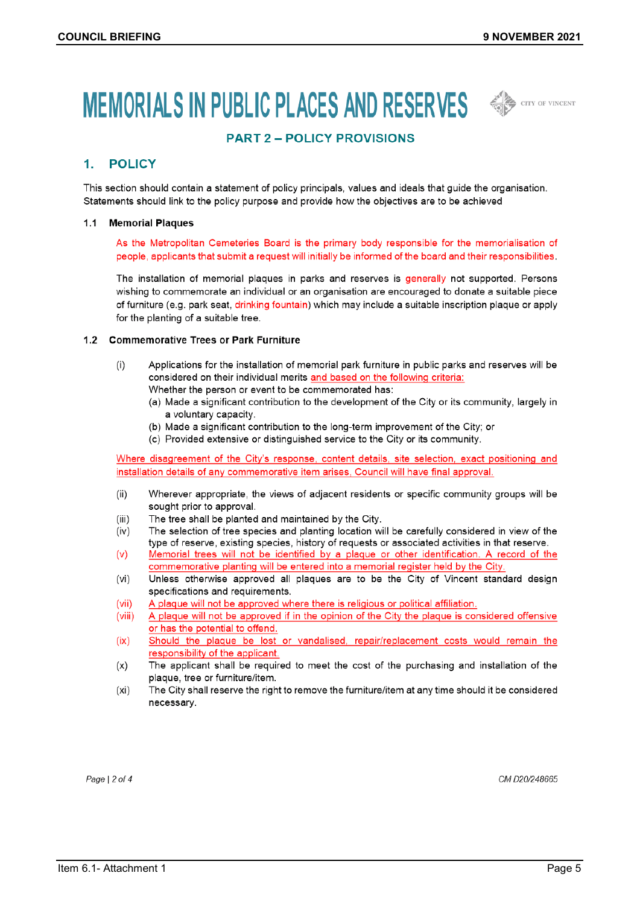# MEMORIALS IN PUBLIC PLACES AND RESERVES

## PART 2 – POLICY PROVISIONS

## 1. POLICY

This section should contain a statement of policy principals, values and ideals that guide the organisation. Statements should link to the policy purpose and provide how the objectives are to be achieved

### 1.1 Memorial Plaques

As the Metropolitan Cemeteries Board is the primary body responsible for the memorialisation of people, applicants that submit a request will initially be informed of the board and their responsibilities.

The installation of memorial plaques in parks and reserves is generally not supported. Persons wishing to commemorate an individual or an organisation are encouraged to donate a suitable piece of furniture (e.g. park seat, drinking fountain) which may include a suitable inscription plaque or apply for the planting of a suitable tree.

### 1.2 Commemorative Trees or Park Furniture

(i) Applications for the installation of memorial park furniture in public parks and reserves will be considered on their individual merits and based on the following criteria:
Whether the person or event to be commemorated has:
  (a) Made a significant contribution to the development of the City or its community, largely in a voluntary capacity.
  (b) Made a significant contribution to the long-term improvement of the City; or
  (c) Provided extensive or distinguished service to the City or its community.

Where disagreement of the City's response, content details, site selection, exact positioning and installation details of any commemorative item arises, Council will have final approval.

(ii) Wherever appropriate, the views of adjacent residents or specific community groups will be sought prior to approval.

(iii) The tree shall be planted and maintained by the City.

(iv) The selection of tree species and planting location will be carefully considered in view of the type of reserve, existing species, history of requests or associated activities in that reserve.

(v) Memorial trees will not be identified by a plaque or other identification. A record of the commemorative planting will be entered into a memorial register held by the City.

(vi) Unless otherwise approved all plaques are to be the City of Vincent standard design specifications and requirements.

(vii) A plaque will not be approved where there is religious or political affiliation.

(viii) A plaque will not be approved if in the opinion of the City the plaque is considered offensive or has the potential to offend.

(ix) Should the plaque be lost or vandalised, repair/replacement costs would remain the responsibility of the applicant.

(x) The applicant shall be required to meet the cost of the purchasing and installation of the plaque, tree or furniture/item.

(xi) The City shall reserve the right to remove the furniture/item at any time should it be considered necessary.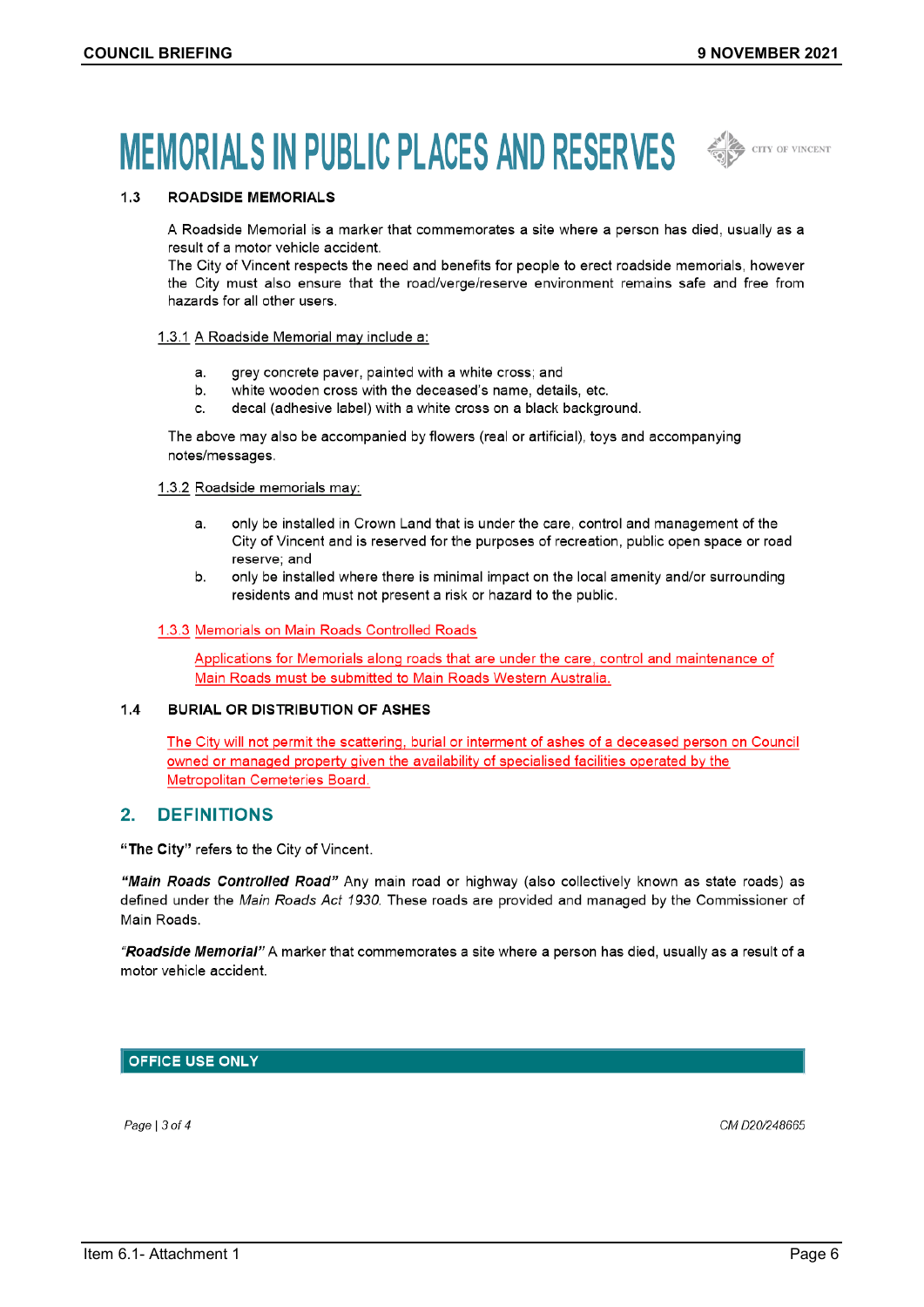# MEMORIALS IN PUBLIC PLACES AND RESERVES

### 1.3 ROADSIDE MEMORIALS

A Roadside Memorial is a marker that commemorates a site where a person has died, usually as a result of a motor vehicle accident.
The City of Vincent respects the need and benefits for people to erect roadside memorials, however the City must also ensure that the road/verge/reserve environment remains safe and free from hazards for all other users.

1.3.1 A Roadside Memorial may include a:

a. grey concrete paver, painted with a white cross; and
b. white wooden cross with the deceased's name, details, etc.
c. decal (adhesive label) with a white cross on a black background.

The above may also be accompanied by flowers (real or artificial), toys and accompanying notes/messages.

1.3.2 Roadside memorials may:

a. only be installed in Crown Land that is under the care, control and management of the City of Vincent and is reserved for the purposes of recreation, public open space or road reserve; and
b. only be installed where there is minimal impact on the local amenity and/or surrounding residents and must not present a risk or hazard to the public.

1.3.3 Memorials on Main Roads Controlled Roads

Applications for Memorials along roads that are under the care, control and maintenance of Main Roads must be submitted to Main Roads Western Australia.

### 1.4 BURIAL OR DISTRIBUTION OF ASHES

The City will not permit the scattering, burial or interment of ashes of a deceased person on Council owned or managed property given the availability of specialised facilities operated by the Metropolitan Cemeteries Board.

## 2. DEFINITIONS

**"The City"** refers to the City of Vincent.

***"Main Roads Controlled Road"*** Any main road or highway (also collectively known as state roads) as defined under the *Main Roads Act 1930*. These roads are provided and managed by the Commissioner of Main Roads.

***"Roadside Memorial"*** A marker that commemorates a site where a person has died, usually as a result of a motor vehicle accident.

**OFFICE USE ONLY**

CM D20/248665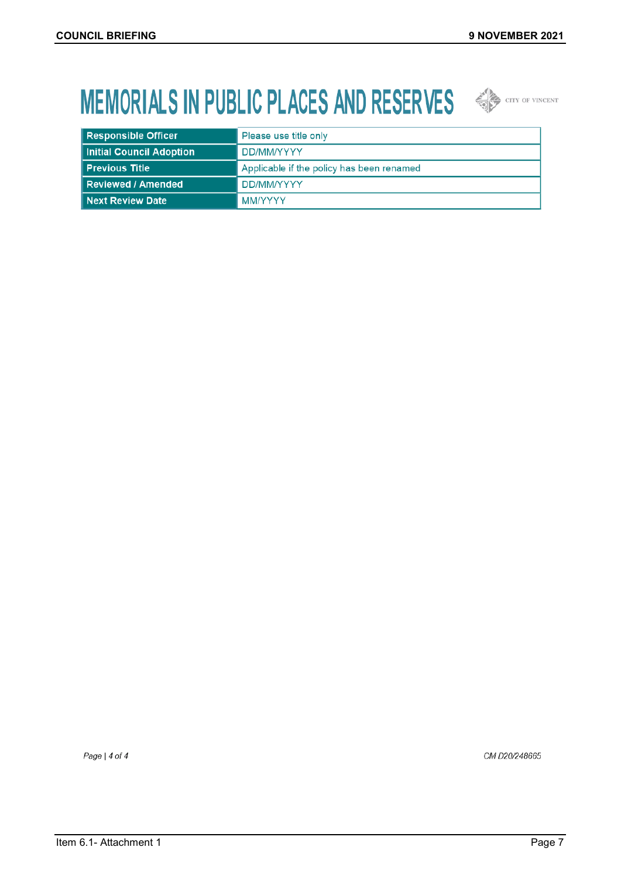# MEMORIALS IN PUBLIC PLACES AND RESERVES

| Responsible Officer | Please use title only |
|---|---|
| Initial Council Adoption | DD/MM/YYYY |
| Previous Title | Applicable if the policy has been renamed |
| Reviewed / Amended | DD/MM/YYYY |
| Next Review Date | MM/YYYY |

CM D20/248665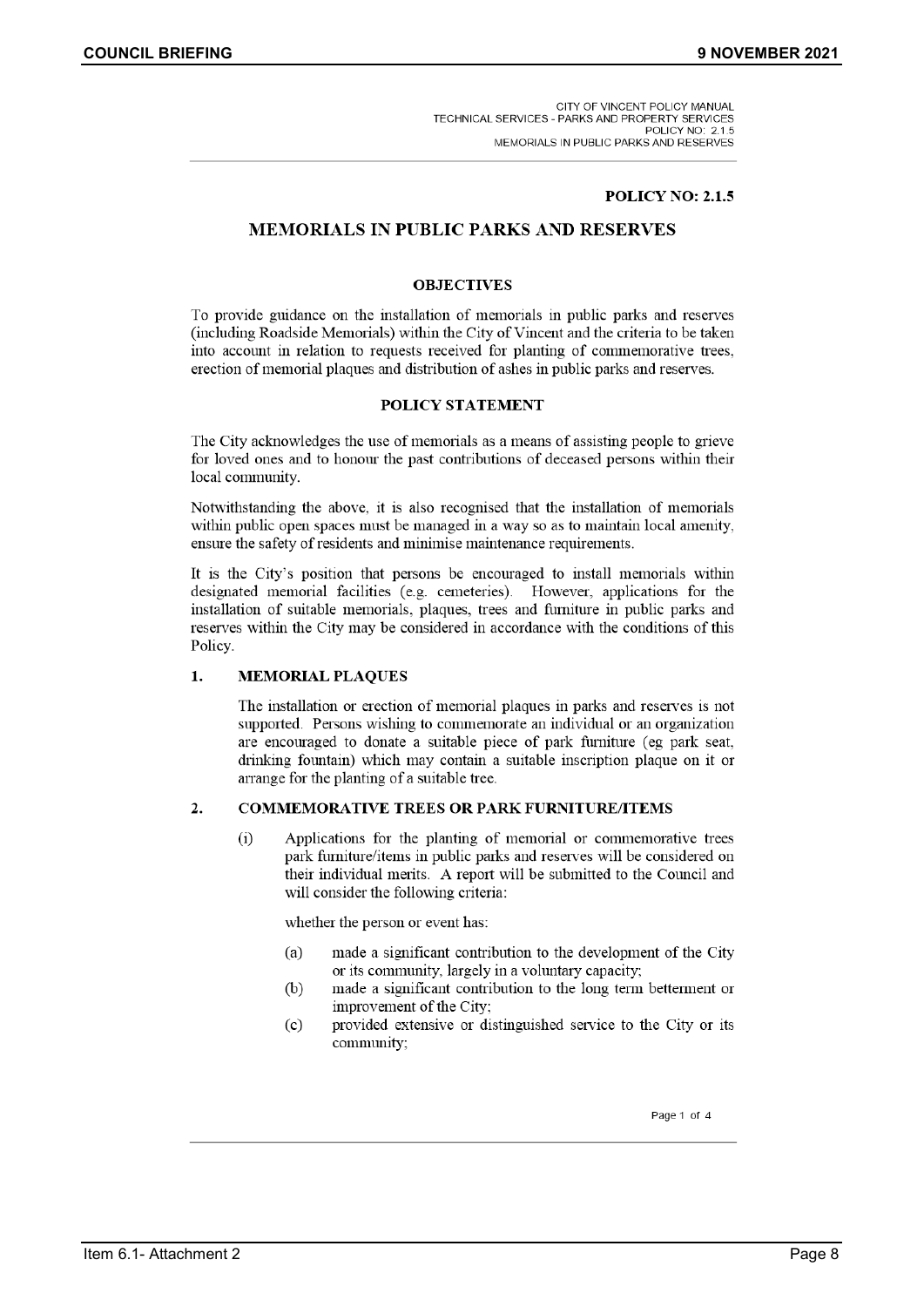## POLICY NO: 2.1.5

# MEMORIALS IN PUBLIC PARKS AND RESERVES

### OBJECTIVES

To provide guidance on the installation of memorials in public parks and reserves (including Roadside Memorials) within the City of Vincent and the criteria to be taken into account in relation to requests received for planting of commemorative trees, erection of memorial plaques and distribution of ashes in public parks and reserves.

### POLICY STATEMENT

The City acknowledges the use of memorials as a means of assisting people to grieve for loved ones and to honour the past contributions of deceased persons within their local community.

Notwithstanding the above, it is also recognised that the installation of memorials within public open spaces must be managed in a way so as to maintain local amenity, ensure the safety of residents and minimise maintenance requirements.

It is the City's position that persons be encouraged to install memorials within designated memorial facilities (e.g. cemeteries). However, applications for the installation of suitable memorials, plaques, trees and furniture in public parks and reserves within the City may be considered in accordance with the conditions of this Policy.

### 1. MEMORIAL PLAQUES

The installation or erection of memorial plaques in parks and reserves is not supported. Persons wishing to commemorate an individual or an organization are encouraged to donate a suitable piece of park furniture (eg park seat, drinking fountain) which may contain a suitable inscription plaque on it or arrange for the planting of a suitable tree.

### 2. COMMEMORATIVE TREES OR PARK FURNITURE/ITEMS

(i) Applications for the planting of memorial or commemorative trees park furniture/items in public parks and reserves will be considered on their individual merits. A report will be submitted to the Council and will consider the following criteria:

whether the person or event has:

(a) made a significant contribution to the development of the City or its community, largely in a voluntary capacity;

(b) made a significant contribution to the long term betterment or improvement of the City;

(c) provided extensive or distinguished service to the City or its community;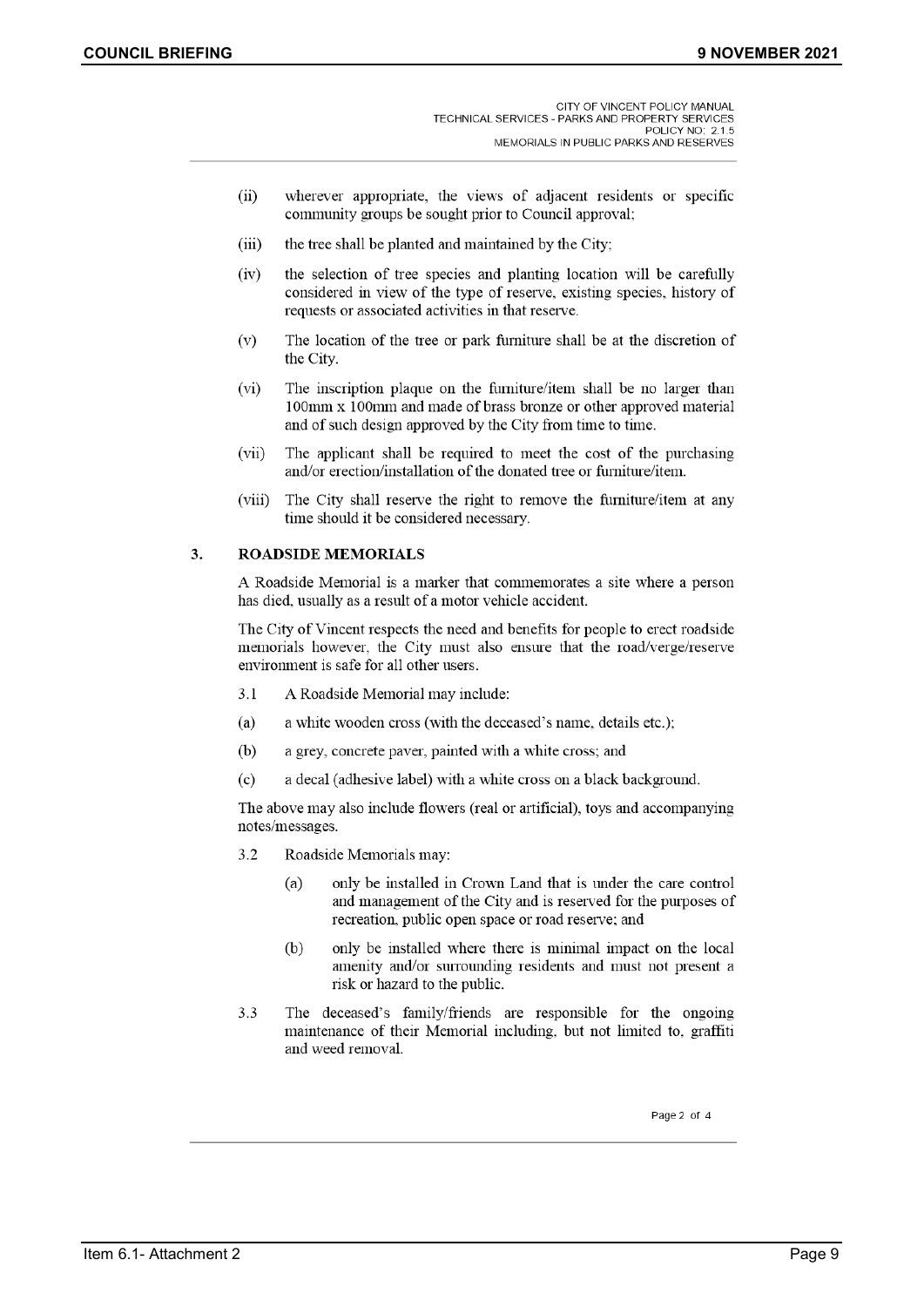(ii) wherever appropriate, the views of adjacent residents or specific community groups be sought prior to Council approval;

(iii) the tree shall be planted and maintained by the City;

(iv) the selection of tree species and planting location will be carefully considered in view of the type of reserve, existing species, history of requests or associated activities in that reserve.

(v) The location of the tree or park furniture shall be at the discretion of the City.

(vi) The inscription plaque on the furniture/item shall be no larger than 100mm x 100mm and made of brass bronze or other approved material and of such design approved by the City from time to time.

(vii) The applicant shall be required to meet the cost of the purchasing and/or erection/installation of the donated tree or furniture/item.

(viii) The City shall reserve the right to remove the furniture/item at any time should it be considered necessary.

## 3. ROADSIDE MEMORIALS

A Roadside Memorial is a marker that commemorates a site where a person has died, usually as a result of a motor vehicle accident.

The City of Vincent respects the need and benefits for people to erect roadside memorials however, the City must also ensure that the road/verge/reserve environment is safe for all other users.

3.1 A Roadside Memorial may include:

(a) a white wooden cross (with the deceased's name, details etc.);

(b) a grey, concrete paver, painted with a white cross; and

(c) a decal (adhesive label) with a white cross on a black background.

The above may also include flowers (real or artificial), toys and accompanying notes/messages.

3.2 Roadside Memorials may:

(a) only be installed in Crown Land that is under the care control and management of the City and is reserved for the purposes of recreation, public open space or road reserve; and

(b) only be installed where there is minimal impact on the local amenity and/or surrounding residents and must not present a risk or hazard to the public.

3.3 The deceased's family/friends are responsible for the ongoing maintenance of their Memorial including, but not limited to, graffiti and weed removal.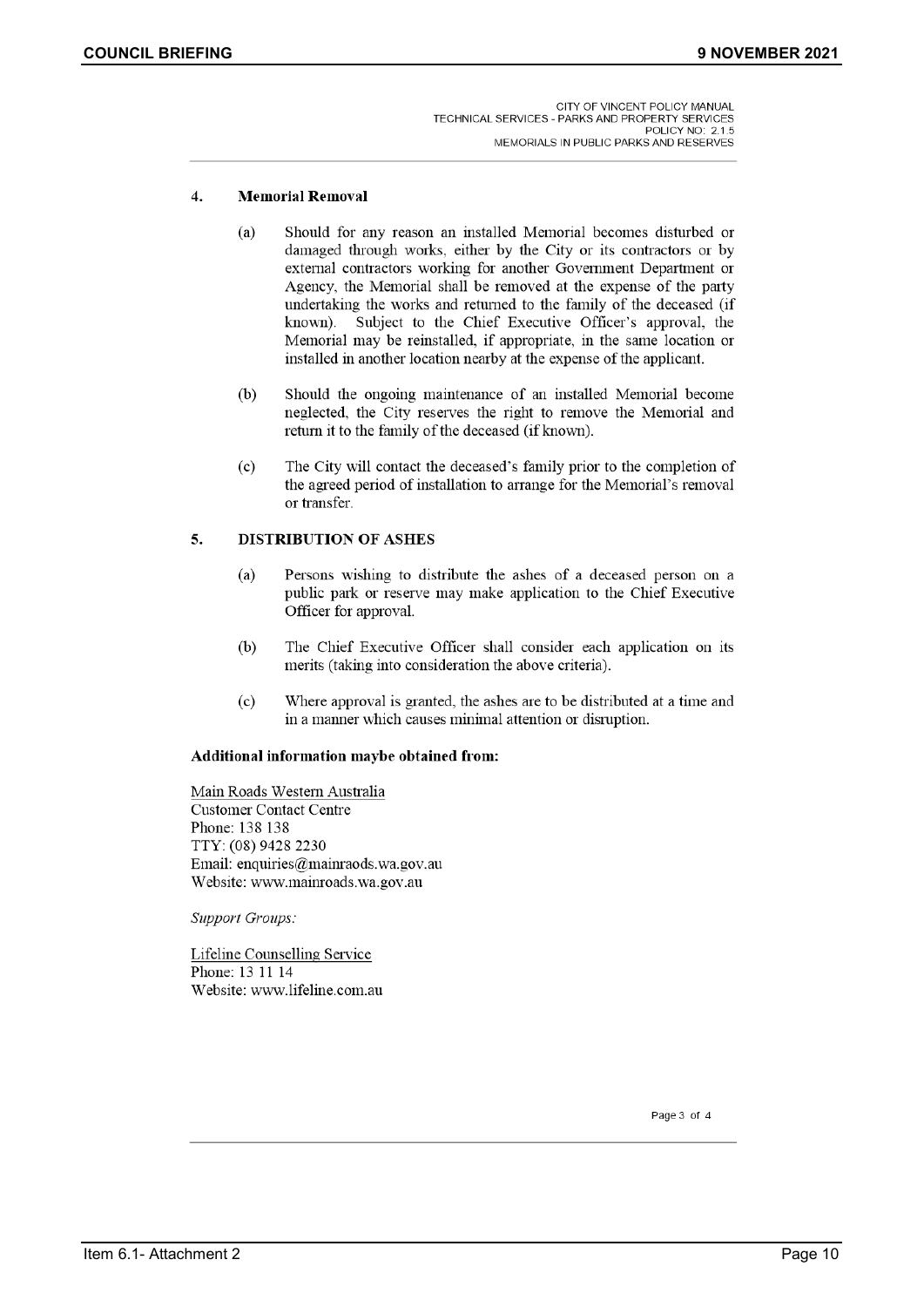## 4. Memorial Removal

(a) Should for any reason an installed Memorial becomes disturbed or damaged through works, either by the City or its contractors or by external contractors working for another Government Department or Agency, the Memorial shall be removed at the expense of the party undertaking the works and returned to the family of the deceased (if known). Subject to the Chief Executive Officer's approval, the Memorial may be reinstalled, if appropriate, in the same location or installed in another location nearby at the expense of the applicant.

(b) Should the ongoing maintenance of an installed Memorial become neglected, the City reserves the right to remove the Memorial and return it to the family of the deceased (if known).

(c) The City will contact the deceased's family prior to the completion of the agreed period of installation to arrange for the Memorial's removal or transfer.

## 5. DISTRIBUTION OF ASHES

(a) Persons wishing to distribute the ashes of a deceased person on a public park or reserve may make application to the Chief Executive Officer for approval.

(b) The Chief Executive Officer shall consider each application on its merits (taking into consideration the above criteria).

(c) Where approval is granted, the ashes are to be distributed at a time and in a manner which causes minimal attention or disruption.

**Additional information maybe obtained from:**

Main Roads Western Australia
Customer Contact Centre
Phone: 138 138
TTY: (08) 9428 2230
Email: enquiries@mainraods.wa.gov.au
Website: www.mainroads.wa.gov.au

*Support Groups:*

Lifeline Counselling Service
Phone: 13 11 14
Website: www.lifeline.com.au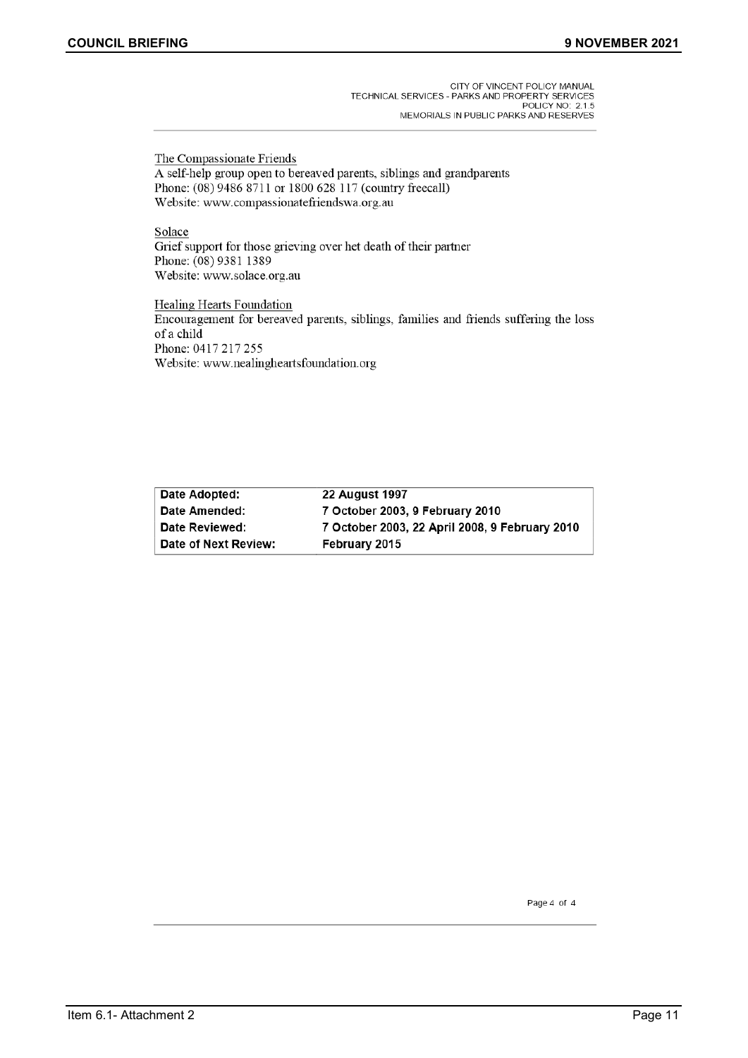The Compassionate Friends
A self-help group open to bereaved parents, siblings and grandparents
Phone: (08) 9486 8711 or 1800 628 117 (country freecall)
Website: www.compassionatefriendswa.org.au

Solace
Grief support for those grieving over het death of their partner
Phone: (08) 9381 1389
Website: www.solace.org.au

Healing Hearts Foundation
Encouragement for bereaved parents, siblings, families and friends suffering the loss of a child
Phone: 0417 217 255
Website: www.nealingheartsfoundation.org

| | |
|---|---|
| **Date Adopted:** | **22 August 1997** |
| **Date Amended:** | **7 October 2003, 9 February 2010** |
| **Date Reviewed:** | **7 October 2003, 22 April 2008, 9 February 2010** |
| **Date of Next Review:** | **February 2015** |